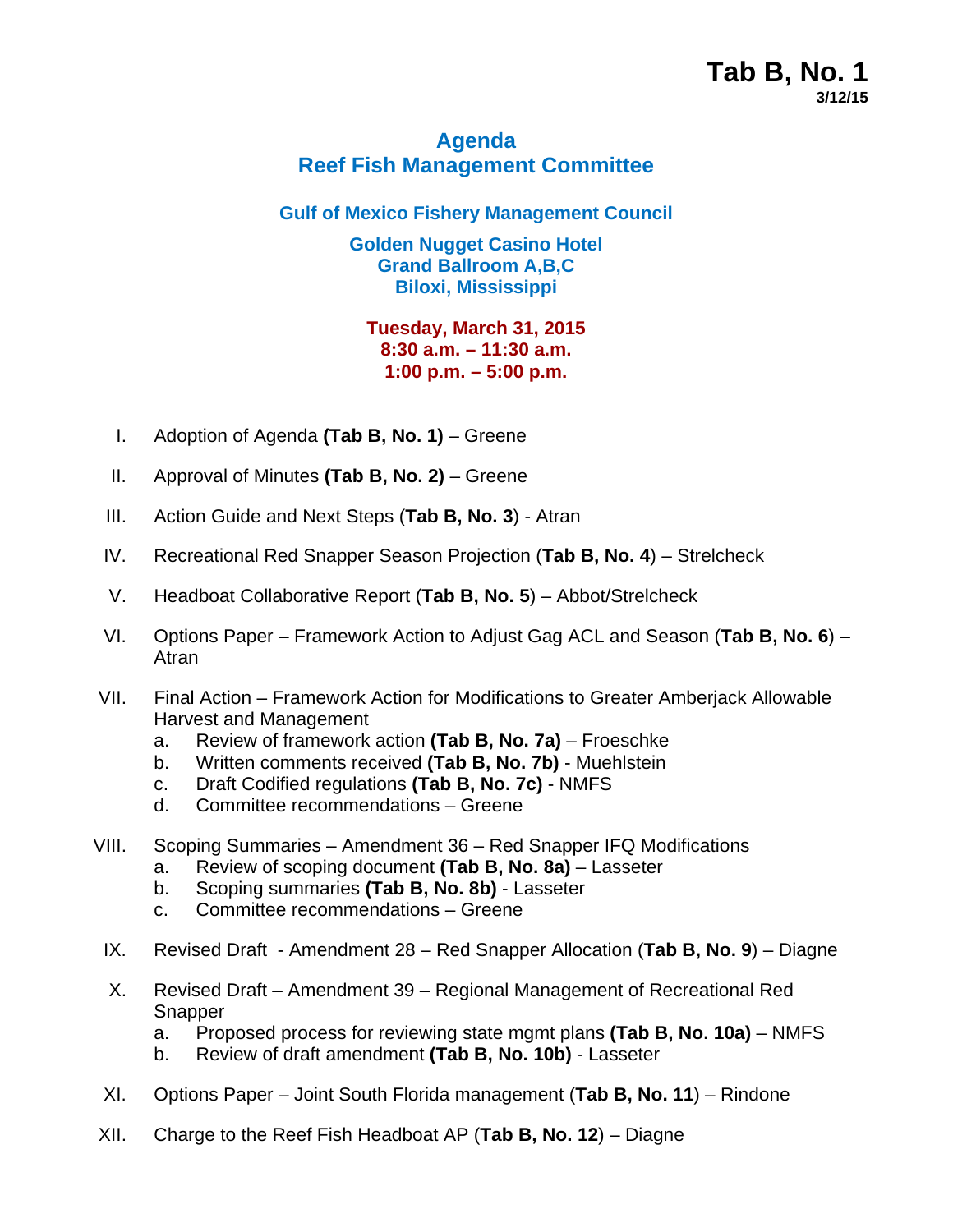**Tab B, No. 1**
**3/12/15**

# Agenda
# Reef Fish Management Committee

## Gulf of Mexico Fishery Management Council

**Golden Nugget Casino Hotel**
**Grand Ballroom A,B,C**
**Biloxi, Mississippi**

**Tuesday, March 31, 2015**
**8:30 a.m. – 11:30 a.m.**
**1:00 p.m. – 5:00 p.m.**

I. Adoption of Agenda **(Tab B, No. 1)** – Greene

II. Approval of Minutes **(Tab B, No. 2)** – Greene

III. Action Guide and Next Steps (**Tab B, No. 3**) - Atran

IV. Recreational Red Snapper Season Projection (**Tab B, No. 4**) – Strelcheck

V. Headboat Collaborative Report (**Tab B, No. 5**) – Abbot/Strelcheck

VI. Options Paper – Framework Action to Adjust Gag ACL and Season (**Tab B, No. 6**) – Atran

VII. Final Action – Framework Action for Modifications to Greater Amberjack Allowable Harvest and Management
   a. Review of framework action **(Tab B, No. 7a)** – Froeschke
   b. Written comments received **(Tab B, No. 7b)** - Muehlstein
   c. Draft Codified regulations **(Tab B, No. 7c)** - NMFS
   d. Committee recommendations – Greene

VIII. Scoping Summaries – Amendment 36 – Red Snapper IFQ Modifications
   a. Review of scoping document **(Tab B, No. 8a)** – Lasseter
   b. Scoping summaries **(Tab B, No. 8b)** - Lasseter
   c. Committee recommendations – Greene

IX. Revised Draft - Amendment 28 – Red Snapper Allocation (**Tab B, No. 9**) – Diagne

X. Revised Draft – Amendment 39 – Regional Management of Recreational Red Snapper
   a. Proposed process for reviewing state mgmt plans **(Tab B, No. 10a)** – NMFS
   b. Review of draft amendment **(Tab B, No. 10b)** - Lasseter

XI. Options Paper – Joint South Florida management (**Tab B, No. 11**) – Rindone

XII. Charge to the Reef Fish Headboat AP (**Tab B, No. 12**) – Diagne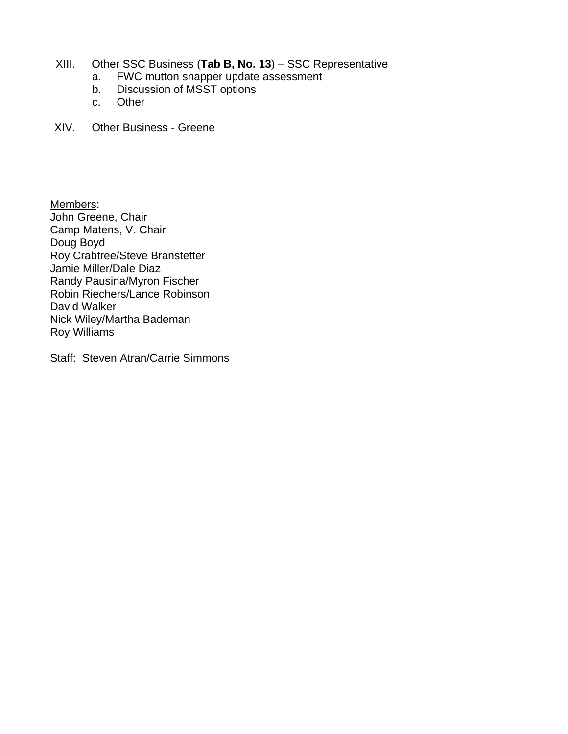XIII. Other SSC Business (**Tab B, No. 13**) – SSC Representative
  a. FWC mutton snapper update assessment
  b. Discussion of MSST options
  c. Other

XIV. Other Business - Greene

<u>Members</u>:
John Greene, Chair
Camp Matens, V. Chair
Doug Boyd
Roy Crabtree/Steve Branstetter
Jamie Miller/Dale Diaz
Randy Pausina/Myron Fischer
Robin Riechers/Lance Robinson
David Walker
Nick Wiley/Martha Bademan
Roy Williams

Staff: Steven Atran/Carrie Simmons